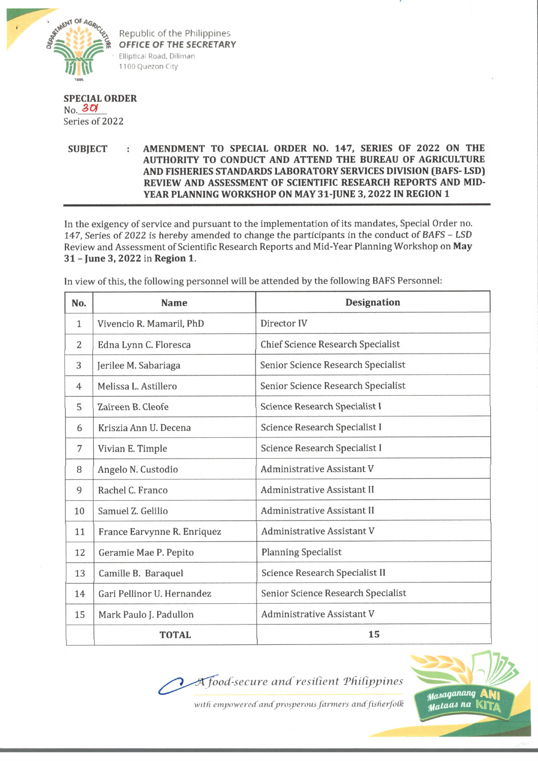Republic of the Philippines
*OFFICE OF THE SECRETARY*
Elliptical Road, Diliman
1100 Quezon City

**SPECIAL ORDER**
No. 301
Series of 2022

**SUBJECT : AMENDMENT TO SPECIAL ORDER NO. 147, SERIES OF 2022 ON THE AUTHORITY TO CONDUCT AND ATTEND THE BUREAU OF AGRICULTURE AND FISHERIES STANDARDS LABORATORY SERVICES DIVISION (BAFS- LSD) REVIEW AND ASSESSMENT OF SCIENTIFIC RESEARCH REPORTS AND MID-YEAR PLANNING WORKSHOP ON MAY 31-JUNE 3, 2022 IN REGION 1**

In the exigency of service and pursuant to the implementation of its mandates, Special Order no. 147, Series of 2022 is hereby amended to change the participants in the conduct of *BAFS – LSD* Review and Assessment of Scientific Research Reports and Mid-Year Planning Workshop on **May 31 – June 3, 2022** in **Region 1**.

In view of this, the following personnel will be attended by the following BAFS Personnel:

| No. | Name | Designation |
|---|---|---|
| 1 | Vivencio R. Mamaril, PhD | Director IV |
| 2 | Edna Lynn C. Floresca | Chief Science Research Specialist |
| 3 | Jerilee M. Sabariaga | Senior Science Research Specialist |
| 4 | Melissa L. Astillero | Senior Science Research Specialist |
| 5 | Zaireen B. Cleofe | Science Research Specialist I |
| 6 | Kriszia Ann U. Decena | Science Research Specialist I |
| 7 | Vivian E. Timple | Science Research Specialist I |
| 8 | Angelo N. Custodio | Administrative Assistant V |
| 9 | Rachel C. Franco | Administrative Assistant II |
| 10 | Samuel Z. Gelilio | Administrative Assistant II |
| 11 | France Earvynne R. Enriquez | Administrative Assistant V |
| 12 | Geramie Mae P. Pepito | Planning Specialist |
| 13 | Camille B. Baraquel | Science Research Specialist II |
| 14 | Gari Pellinor U. Hernandez | Senior Science Research Specialist |
| 15 | Mark Paulo J. Padullon | Administrative Assistant V |
| | **TOTAL** | **15** |

*A food-secure and resilient Philippines with empowered and prosperous farmers and fisherfolk*

Masaganang ANI Mataas na KITA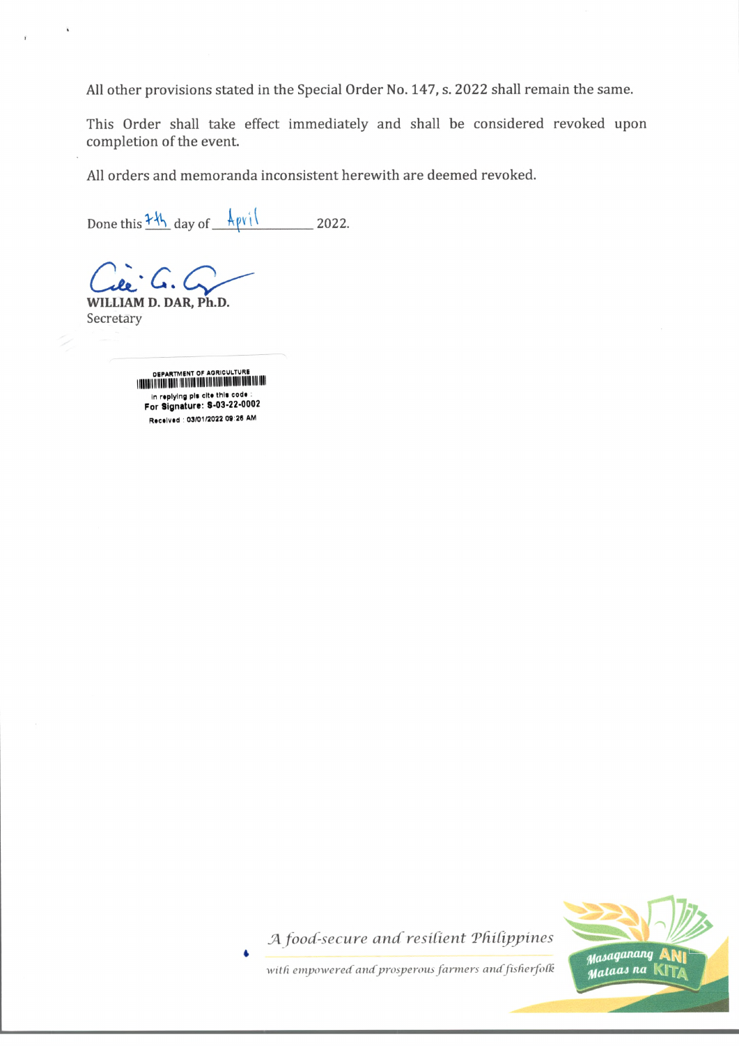All other provisions stated in the Special Order No. 147, s. 2022 shall remain the same.

This Order shall take effect immediately and shall be considered revoked upon completion of the event.

All orders and memoranda inconsistent herewith are deemed revoked.

Done this 7th day of April 2022.

**WILLIAM D. DAR, Ph.D.**
Secretary

DEPARTMENT OF AGRICULTURE
In replying pls cite this code :
For Signature: S-03-22-0002
Received : 03/01/2022 09:26 AM

*A food-secure and resilient Philippines with empowered and prosperous farmers and fisherfolk*

Masaganang ANI Mataas na KITA